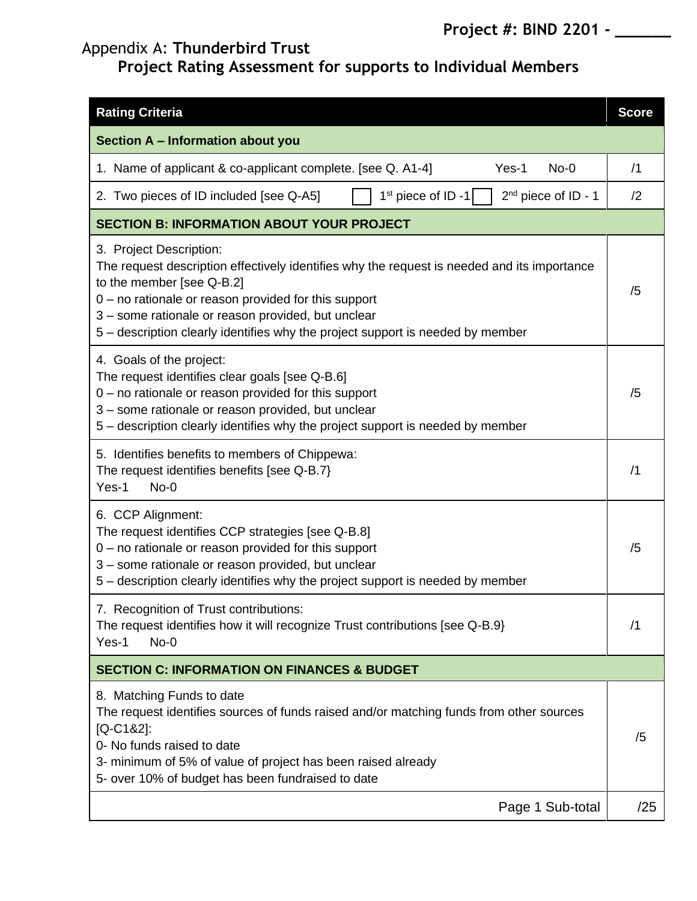**Project #: BIND 2201 - ______**

Appendix A: **Thunderbird Trust**

**Project Rating Assessment for supports to Individual Members**

| Rating Criteria | Score |
|---|---|
| **Section A – Information about you** | |
| 1. Name of applicant & co-applicant complete. [see Q. A1-4] Yes-1 No-0 | /1 |
| 2. Two pieces of ID included [see Q-A5] ☐ 1st piece of ID -1 ☐ 2nd piece of ID - 1 | /2 |
| **SECTION B: INFORMATION ABOUT YOUR PROJECT** | |
| 3. Project Description:<br>The request description effectively identifies why the request is needed and its importance to the member [see Q-B.2]<br>0 – no rationale or reason provided for this support<br>3 – some rationale or reason provided, but unclear<br>5 – description clearly identifies why the project support is needed by member | /5 |
| 4. Goals of the project:<br>The request identifies clear goals [see Q-B.6]<br>0 – no rationale or reason provided for this support<br>3 – some rationale or reason provided, but unclear<br>5 – description clearly identifies why the project support is needed by member | /5 |
| 5. Identifies benefits to members of Chippewa:<br>The request identifies benefits [see Q-B.7}<br>Yes-1 No-0 | /1 |
| 6. CCP Alignment:<br>The request identifies CCP strategies [see Q-B.8]<br>0 – no rationale or reason provided for this support<br>3 – some rationale or reason provided, but unclear<br>5 – description clearly identifies why the project support is needed by member | /5 |
| 7. Recognition of Trust contributions:<br>The request identifies how it will recognize Trust contributions [see Q-B.9}<br>Yes-1 No-0 | /1 |
| **SECTION C: INFORMATION ON FINANCES & BUDGET** | |
| 8. Matching Funds to date<br>The request identifies sources of funds raised and/or matching funds from other sources [Q-C1&2]:<br>0- No funds raised to date<br>3- minimum of 5% of value of project has been raised already<br>5- over 10% of budget has been fundraised to date | /5 |
| Page 1 Sub-total | /25 |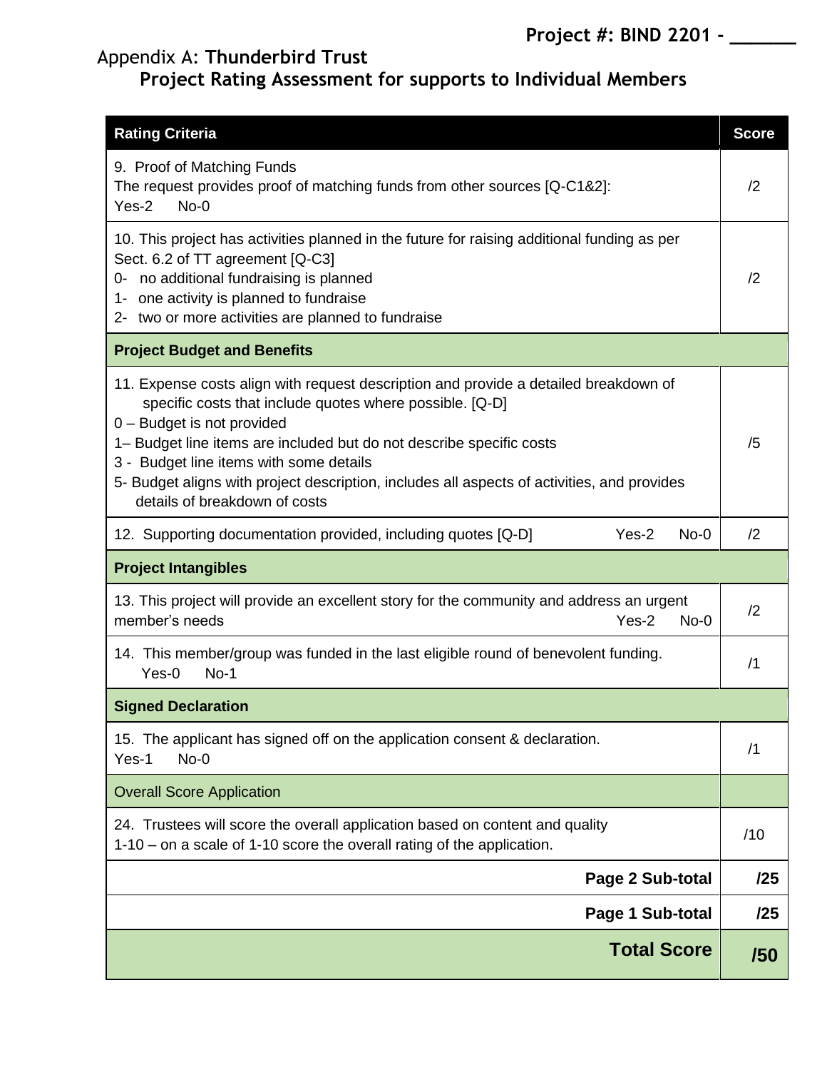**Project #: BIND 2201 - ______**

Appendix A: **Thunderbird Trust**

**Project Rating Assessment for supports to Individual Members**

| **Rating Criteria** | **Score** |
|---|---|
| 9. Proof of Matching Funds<br>The request provides proof of matching funds from other sources [Q-C1&2]:<br>Yes-2 No-0 | /2 |
| 10. This project has activities planned in the future for raising additional funding as per Sect. 6.2 of TT agreement [Q-C3]<br>0- no additional fundraising is planned<br>1- one activity is planned to fundraise<br>2- two or more activities are planned to fundraise | /2 |
| **Project Budget and Benefits** | |
| 11. Expense costs align with request description and provide a detailed breakdown of specific costs that include quotes where possible. [Q-D]<br>0 – Budget is not provided<br>1– Budget line items are included but do not describe specific costs<br>3 - Budget line items with some details<br>5- Budget aligns with project description, includes all aspects of activities, and provides details of breakdown of costs | /5 |
| 12. Supporting documentation provided, including quotes [Q-D] Yes-2 No-0 | /2 |
| **Project Intangibles** | |
| 13. This project will provide an excellent story for the community and address an urgent member's needs Yes-2 No-0 | /2 |
| 14. This member/group was funded in the last eligible round of benevolent funding.<br>Yes-0 No-1 | /1 |
| **Signed Declaration** | |
| 15. The applicant has signed off on the application consent & declaration.<br>Yes-1 No-0 | /1 |
| Overall Score Application | |
| 24. Trustees will score the overall application based on content and quality<br>1-10 – on a scale of 1-10 score the overall rating of the application. | /10 |
| **Page 2 Sub-total** | **/25** |
| **Page 1 Sub-total** | **/25** |
| **Total Score** | **/50** |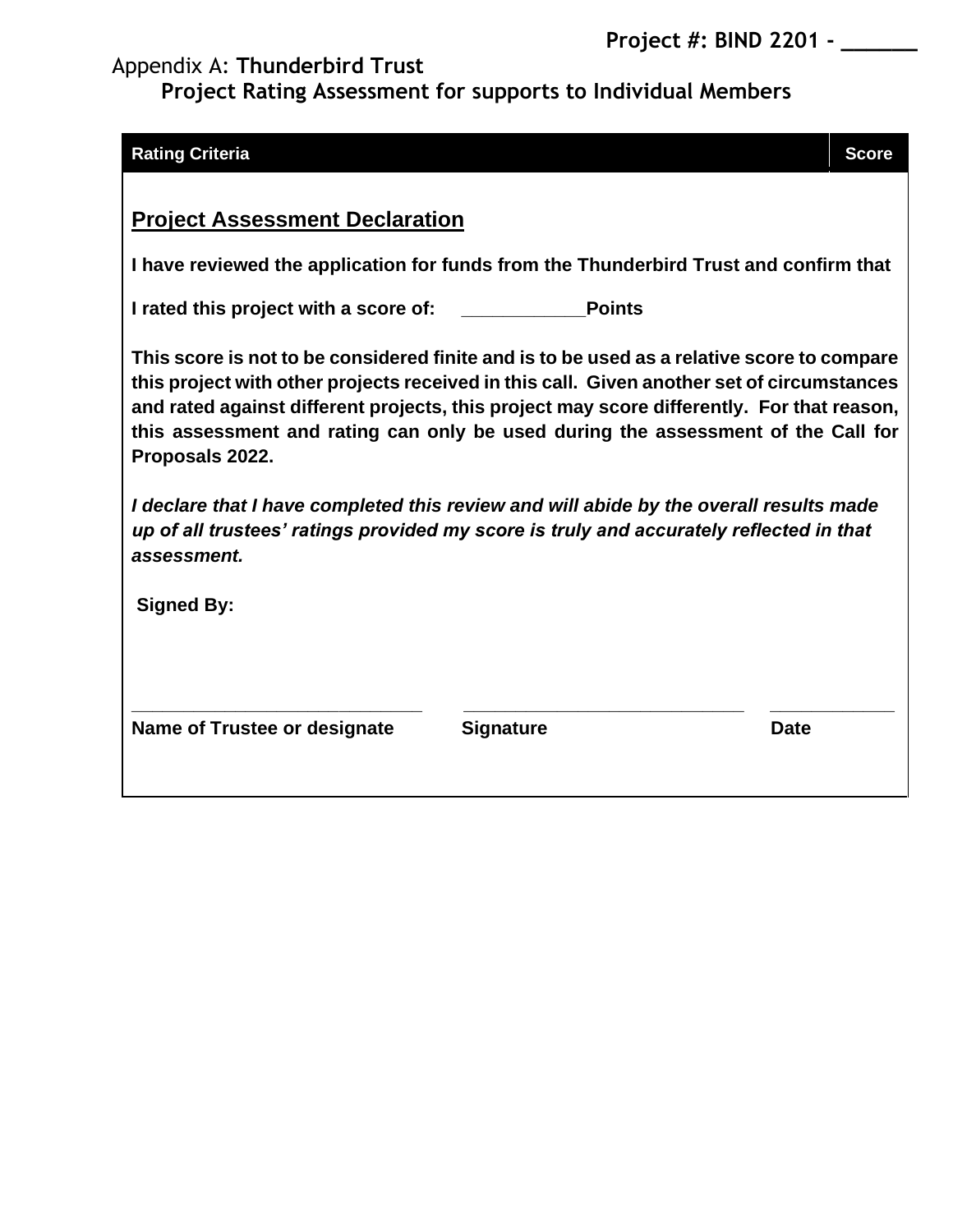Project #: BIND 2201 - ______

Appendix A: **Thunderbird Trust**

**Project Rating Assessment for supports to Individual Members**

| Rating Criteria | Score |
|---|---|
| **Project Assessment Declaration**<br><br>**I have reviewed the application for funds from the Thunderbird Trust and confirm that**<br><br>**I rated this project with a score of: ____________Points**<br><br>**This score is not to be considered finite and is to be used as a relative score to compare this project with other projects received in this call. Given another set of circumstances and rated against different projects, this project may score differently. For that reason, this assessment and rating can only be used during the assessment of the Call for Proposals 2022.**<br><br>***I declare that I have completed this review and will abide by the overall results made up of all trustees' ratings provided my score is truly and accurately reflected in that assessment.***<br><br>**Signed By:**<br><br>______________________________ ______________________________ ____________<br>**Name of Trustee or designate** **Signature** **Date** | |